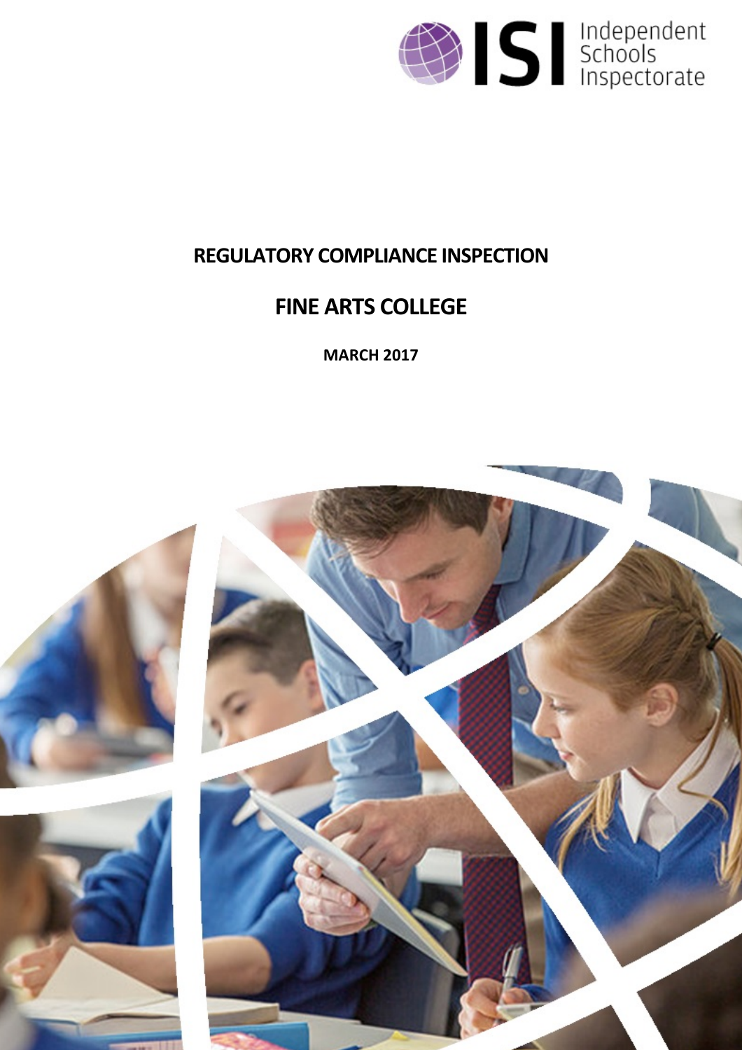ISI Independent Schools Inspectorate

# REGULATORY COMPLIANCE INSPECTION

## FINE ARTS COLLEGE

**MARCH 2017**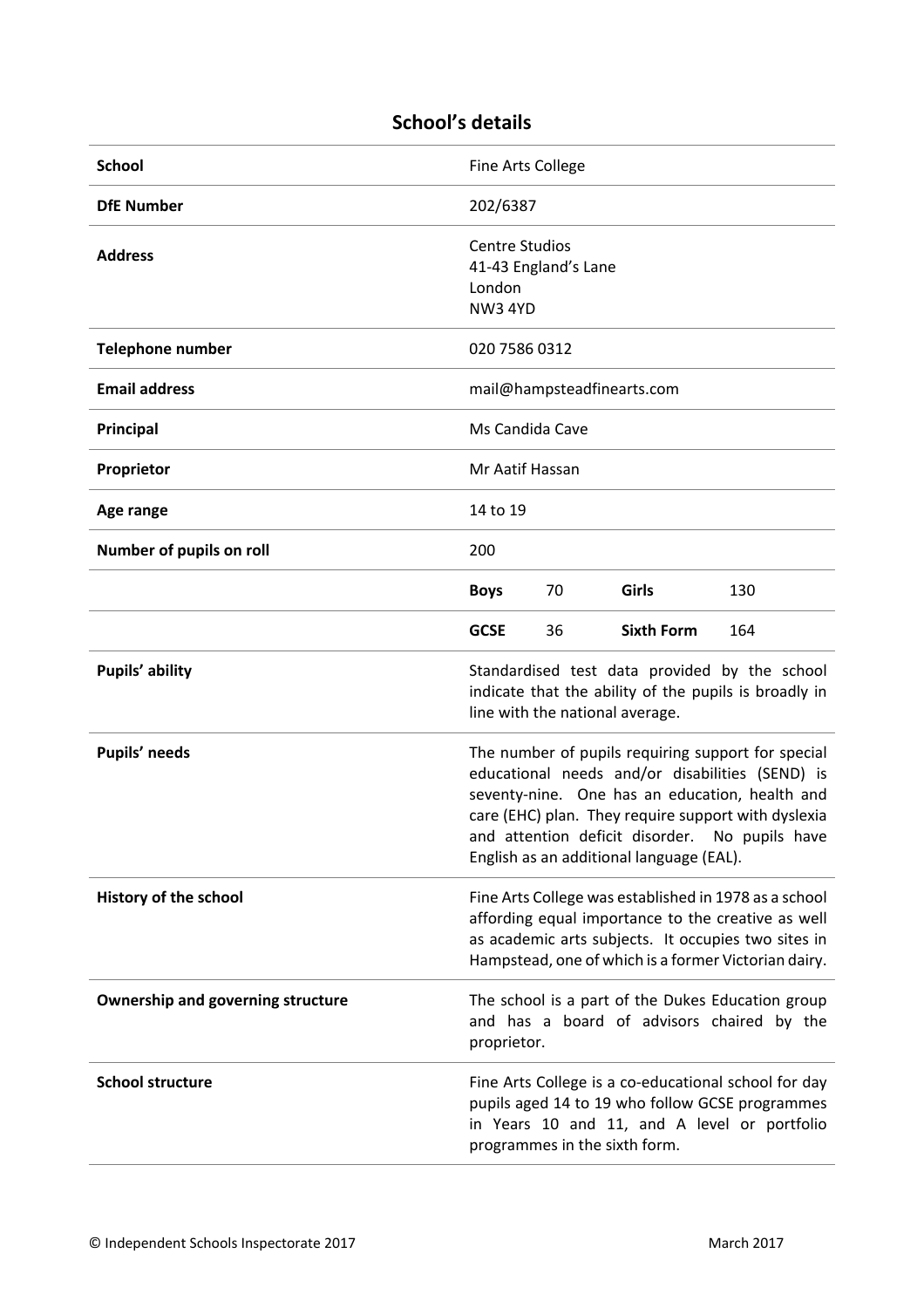## School's details

| | | | | |
|---|---|---|---|---|
| **School** | Fine Arts College | | | |
| **DfE Number** | 202/6387 | | | |
| **Address** | Centre Studios<br>41-43 England's Lane<br>London<br>NW3 4YD | | | |
| **Telephone number** | 020 7586 0312 | | | |
| **Email address** | mail@hampsteadfinearts.com | | | |
| **Principal** | Ms Candida Cave | | | |
| **Proprietor** | Mr Aatif Hassan | | | |
| **Age range** | 14 to 19 | | | |
| **Number of pupils on roll** | 200 | | | |
| | **Boys** | 70 | **Girls** | 130 |
| | **GCSE** | 36 | **Sixth Form** | 164 |
| **Pupils' ability** | Standardised test data provided by the school indicate that the ability of the pupils is broadly in line with the national average. | | | |
| **Pupils' needs** | The number of pupils requiring support for special educational needs and/or disabilities (SEND) is seventy-nine. One has an education, health and care (EHC) plan. They require support with dyslexia and attention deficit disorder. No pupils have English as an additional language (EAL). | | | |
| **History of the school** | Fine Arts College was established in 1978 as a school affording equal importance to the creative as well as academic arts subjects. It occupies two sites in Hampstead, one of which is a former Victorian dairy. | | | |
| **Ownership and governing structure** | The school is a part of the Dukes Education group and has a board of advisors chaired by the proprietor. | | | |
| **School structure** | Fine Arts College is a co-educational school for day pupils aged 14 to 19 who follow GCSE programmes in Years 10 and 11, and A level or portfolio programmes in the sixth form. | | | |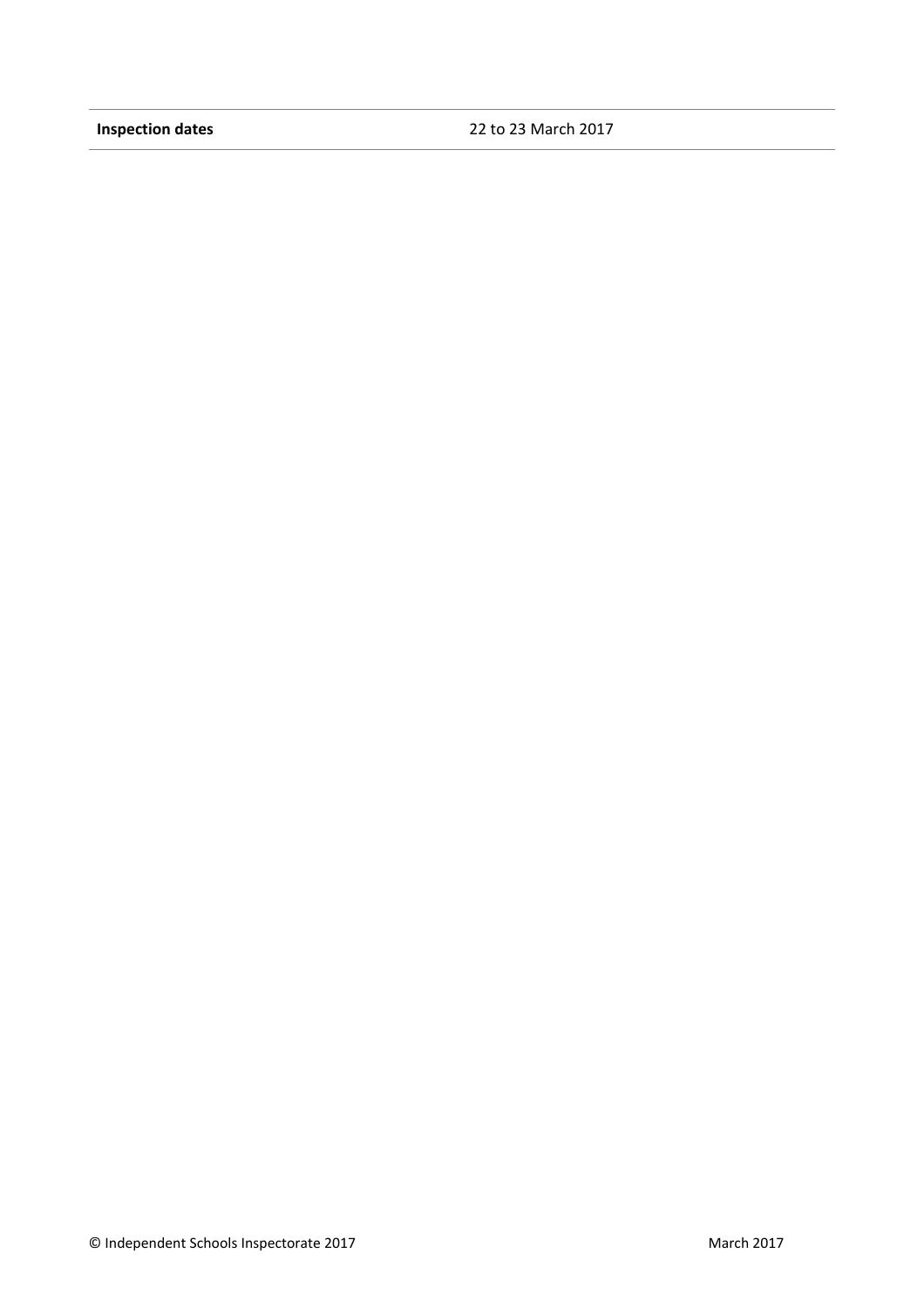| **Inspection dates** | 22 to 23 March 2017 |
| --- | --- |

© Independent Schools Inspectorate 2017 March 2017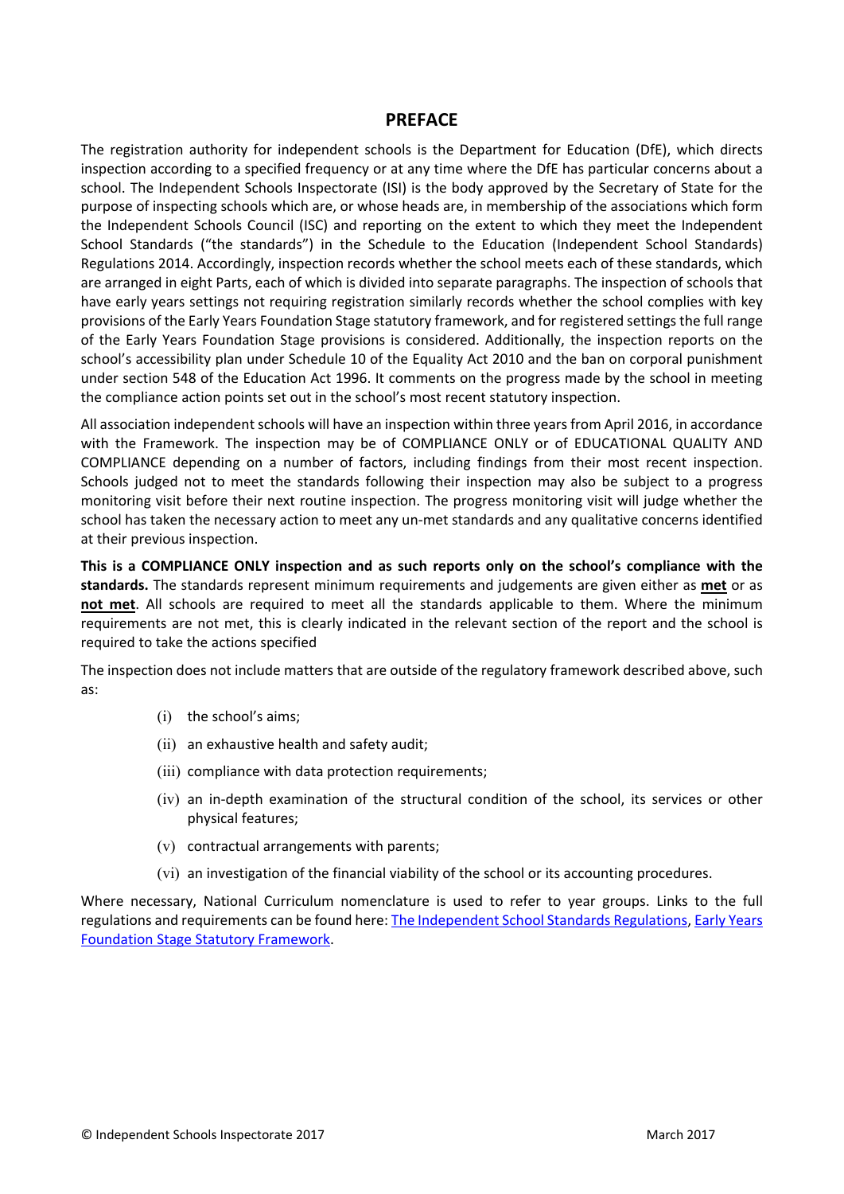## PREFACE

The registration authority for independent schools is the Department for Education (DfE), which directs inspection according to a specified frequency or at any time where the DfE has particular concerns about a school. The Independent Schools Inspectorate (ISI) is the body approved by the Secretary of State for the purpose of inspecting schools which are, or whose heads are, in membership of the associations which form the Independent Schools Council (ISC) and reporting on the extent to which they meet the Independent School Standards ("the standards") in the Schedule to the Education (Independent School Standards) Regulations 2014. Accordingly, inspection records whether the school meets each of these standards, which are arranged in eight Parts, each of which is divided into separate paragraphs. The inspection of schools that have early years settings not requiring registration similarly records whether the school complies with key provisions of the Early Years Foundation Stage statutory framework, and for registered settings the full range of the Early Years Foundation Stage provisions is considered. Additionally, the inspection reports on the school's accessibility plan under Schedule 10 of the Equality Act 2010 and the ban on corporal punishment under section 548 of the Education Act 1996. It comments on the progress made by the school in meeting the compliance action points set out in the school's most recent statutory inspection.

All association independent schools will have an inspection within three years from April 2016, in accordance with the Framework. The inspection may be of COMPLIANCE ONLY or of EDUCATIONAL QUALITY AND COMPLIANCE depending on a number of factors, including findings from their most recent inspection. Schools judged not to meet the standards following their inspection may also be subject to a progress monitoring visit before their next routine inspection. The progress monitoring visit will judge whether the school has taken the necessary action to meet any un-met standards and any qualitative concerns identified at their previous inspection.

**This is a COMPLIANCE ONLY inspection and as such reports only on the school's compliance with the standards.** The standards represent minimum requirements and judgements are given either as **met** or as **not met**. All schools are required to meet all the standards applicable to them. Where the minimum requirements are not met, this is clearly indicated in the relevant section of the report and the school is required to take the actions specified

The inspection does not include matters that are outside of the regulatory framework described above, such as:

(i) the school's aims;

(ii) an exhaustive health and safety audit;

(iii) compliance with data protection requirements;

(iv) an in-depth examination of the structural condition of the school, its services or other physical features;

(v) contractual arrangements with parents;

(vi) an investigation of the financial viability of the school or its accounting procedures.

Where necessary, National Curriculum nomenclature is used to refer to year groups. Links to the full regulations and requirements can be found here: The Independent School Standards Regulations, Early Years Foundation Stage Statutory Framework.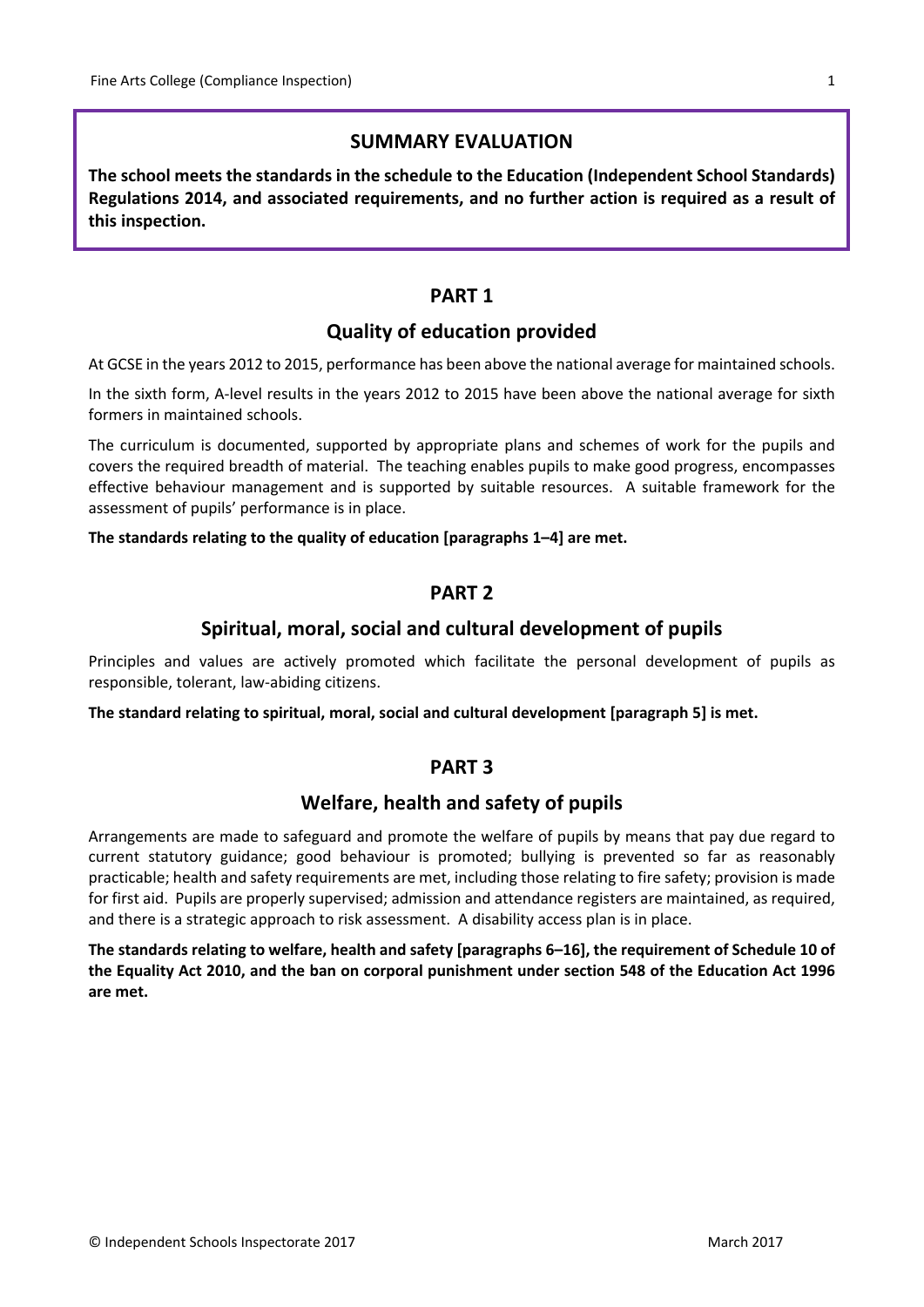## SUMMARY EVALUATION

**The school meets the standards in the schedule to the Education (Independent School Standards) Regulations 2014, and associated requirements, and no further action is required as a result of this inspection.**

## PART 1

### Quality of education provided

At GCSE in the years 2012 to 2015, performance has been above the national average for maintained schools.

In the sixth form, A-level results in the years 2012 to 2015 have been above the national average for sixth formers in maintained schools.

The curriculum is documented, supported by appropriate plans and schemes of work for the pupils and covers the required breadth of material. The teaching enables pupils to make good progress, encompasses effective behaviour management and is supported by suitable resources. A suitable framework for the assessment of pupils' performance is in place.

**The standards relating to the quality of education [paragraphs 1–4] are met.**

## PART 2

### Spiritual, moral, social and cultural development of pupils

Principles and values are actively promoted which facilitate the personal development of pupils as responsible, tolerant, law-abiding citizens.

**The standard relating to spiritual, moral, social and cultural development [paragraph 5] is met.**

## PART 3

### Welfare, health and safety of pupils

Arrangements are made to safeguard and promote the welfare of pupils by means that pay due regard to current statutory guidance; good behaviour is promoted; bullying is prevented so far as reasonably practicable; health and safety requirements are met, including those relating to fire safety; provision is made for first aid. Pupils are properly supervised; admission and attendance registers are maintained, as required, and there is a strategic approach to risk assessment. A disability access plan is in place.

**The standards relating to welfare, health and safety [paragraphs 6–16], the requirement of Schedule 10 of the Equality Act 2010, and the ban on corporal punishment under section 548 of the Education Act 1996 are met.**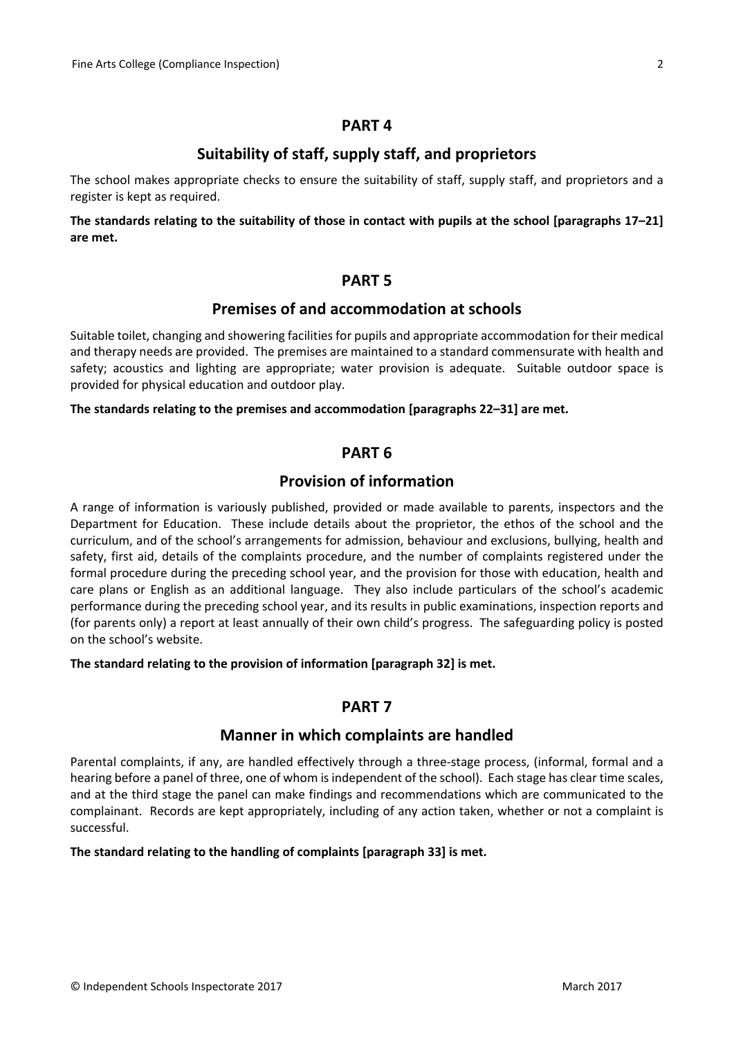## PART 4

### Suitability of staff, supply staff, and proprietors

The school makes appropriate checks to ensure the suitability of staff, supply staff, and proprietors and a register is kept as required.

**The standards relating to the suitability of those in contact with pupils at the school [paragraphs 17–21] are met.**

## PART 5

### Premises of and accommodation at schools

Suitable toilet, changing and showering facilities for pupils and appropriate accommodation for their medical and therapy needs are provided. The premises are maintained to a standard commensurate with health and safety; acoustics and lighting are appropriate; water provision is adequate. Suitable outdoor space is provided for physical education and outdoor play.

**The standards relating to the premises and accommodation [paragraphs 22–31] are met.**

## PART 6

### Provision of information

A range of information is variously published, provided or made available to parents, inspectors and the Department for Education. These include details about the proprietor, the ethos of the school and the curriculum, and of the school's arrangements for admission, behaviour and exclusions, bullying, health and safety, first aid, details of the complaints procedure, and the number of complaints registered under the formal procedure during the preceding school year, and the provision for those with education, health and care plans or English as an additional language. They also include particulars of the school's academic performance during the preceding school year, and its results in public examinations, inspection reports and (for parents only) a report at least annually of their own child's progress. The safeguarding policy is posted on the school's website.

**The standard relating to the provision of information [paragraph 32] is met.**

## PART 7

### Manner in which complaints are handled

Parental complaints, if any, are handled effectively through a three-stage process, (informal, formal and a hearing before a panel of three, one of whom is independent of the school). Each stage has clear time scales, and at the third stage the panel can make findings and recommendations which are communicated to the complainant. Records are kept appropriately, including of any action taken, whether or not a complaint is successful.

**The standard relating to the handling of complaints [paragraph 33] is met.**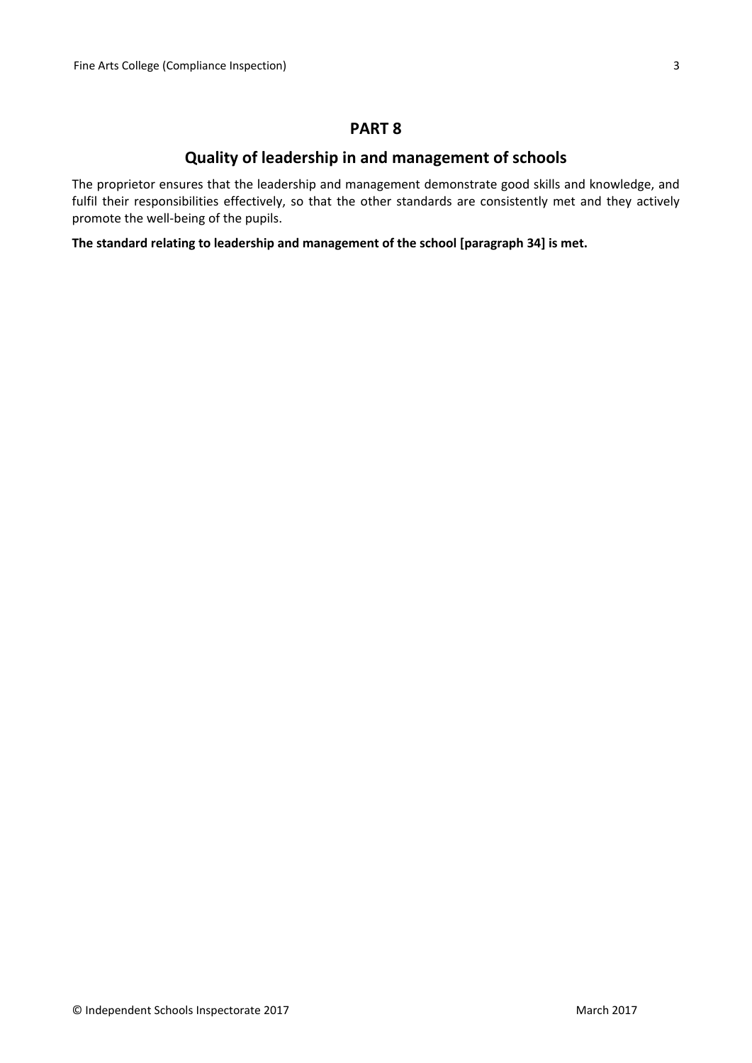## PART 8

### Quality of leadership in and management of schools

The proprietor ensures that the leadership and management demonstrate good skills and knowledge, and fulfil their responsibilities effectively, so that the other standards are consistently met and they actively promote the well-being of the pupils.

**The standard relating to leadership and management of the school [paragraph 34] is met.**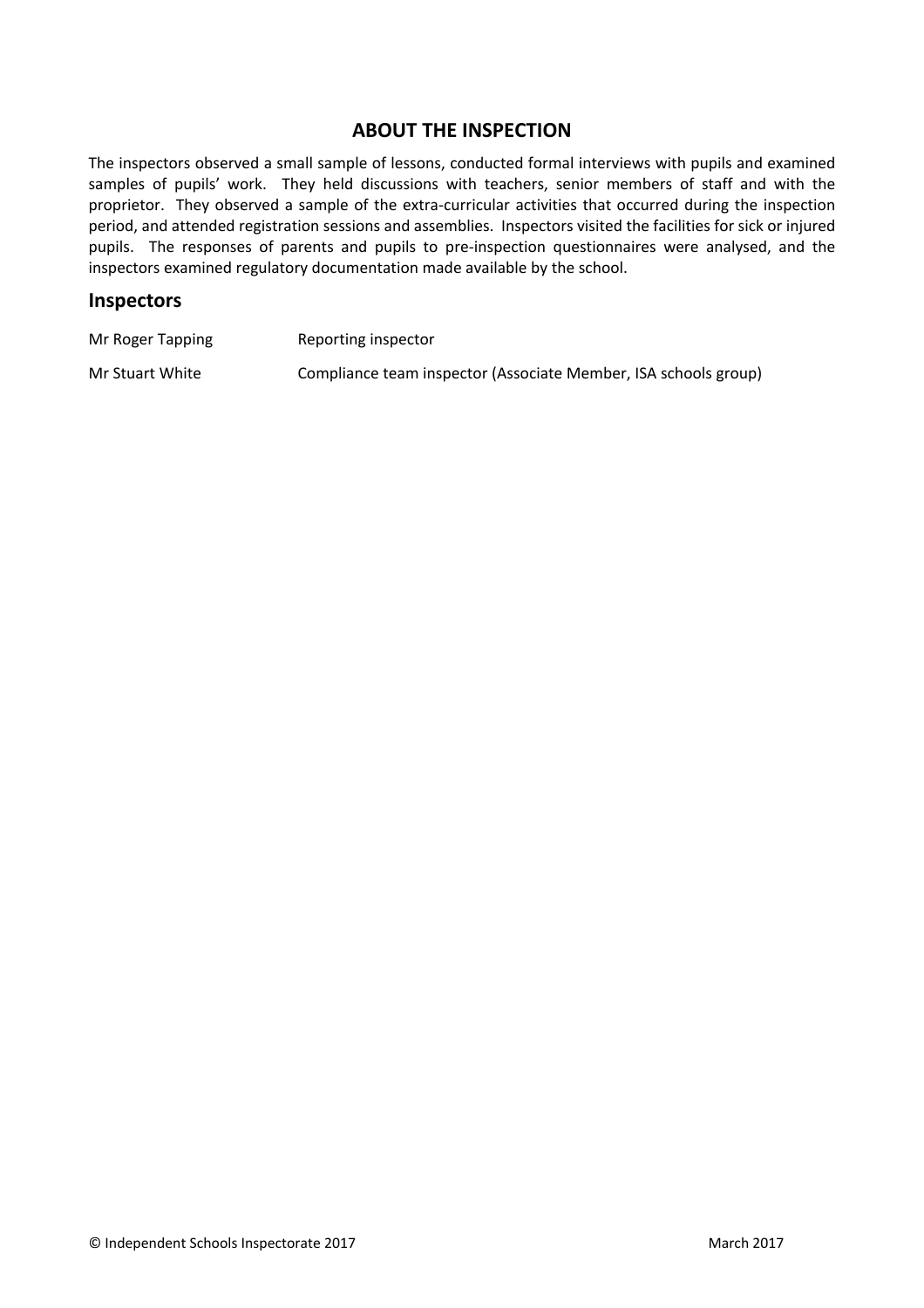## ABOUT THE INSPECTION

The inspectors observed a small sample of lessons, conducted formal interviews with pupils and examined samples of pupils' work. They held discussions with teachers, senior members of staff and with the proprietor. They observed a sample of the extra-curricular activities that occurred during the inspection period, and attended registration sessions and assemblies. Inspectors visited the facilities for sick or injured pupils. The responses of parents and pupils to pre-inspection questionnaires were analysed, and the inspectors examined regulatory documentation made available by the school.

### Inspectors

| | |
|---|---|
| Mr Roger Tapping | Reporting inspector |
| Mr Stuart White | Compliance team inspector (Associate Member, ISA schools group) |